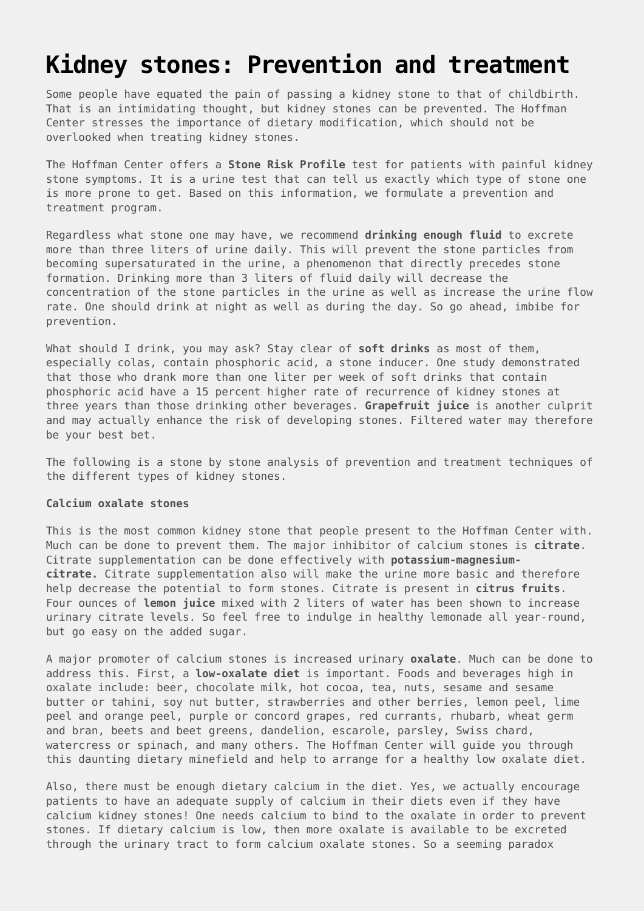# Kidney stones: Prevention and treatment

Some people have equated the pain of passing a kidney stone to that of childbirth. That is an intimidating thought, but kidney stones can be prevented. The Hoffman Center stresses the importance of dietary modification, which should not be overlooked when treating kidney stones.

The Hoffman Center offers a **Stone Risk Profile** test for patients with painful kidney stone symptoms. It is a urine test that can tell us exactly which type of stone one is more prone to get. Based on this information, we formulate a prevention and treatment program.

Regardless what stone one may have, we recommend **drinking enough fluid** to excrete more than three liters of urine daily. This will prevent the stone particles from becoming supersaturated in the urine, a phenomenon that directly precedes stone formation. Drinking more than 3 liters of fluid daily will decrease the concentration of the stone particles in the urine as well as increase the urine flow rate. One should drink at night as well as during the day. So go ahead, imbibe for prevention.

What should I drink, you may ask? Stay clear of **soft drinks** as most of them, especially colas, contain phosphoric acid, a stone inducer. One study demonstrated that those who drank more than one liter per week of soft drinks that contain phosphoric acid have a 15 percent higher rate of recurrence of kidney stones at three years than those drinking other beverages. **Grapefruit juice** is another culprit and may actually enhance the risk of developing stones. Filtered water may therefore be your best bet.

The following is a stone by stone analysis of prevention and treatment techniques of the different types of kidney stones.

**Calcium oxalate stones**

This is the most common kidney stone that people present to the Hoffman Center with. Much can be done to prevent them. The major inhibitor of calcium stones is **citrate**. Citrate supplementation can be done effectively with **potassium-magnesium-citrate.** Citrate supplementation also will make the urine more basic and therefore help decrease the potential to form stones. Citrate is present in **citrus fruits**. Four ounces of **lemon juice** mixed with 2 liters of water has been shown to increase urinary citrate levels. So feel free to indulge in healthy lemonade all year-round, but go easy on the added sugar.

A major promoter of calcium stones is increased urinary **oxalate**. Much can be done to address this. First, a **low-oxalate diet** is important. Foods and beverages high in oxalate include: beer, chocolate milk, hot cocoa, tea, nuts, sesame and sesame butter or tahini, soy nut butter, strawberries and other berries, lemon peel, lime peel and orange peel, purple or concord grapes, red currants, rhubarb, wheat germ and bran, beets and beet greens, dandelion, escarole, parsley, Swiss chard, watercress or spinach, and many others. The Hoffman Center will guide you through this daunting dietary minefield and help to arrange for a healthy low oxalate diet.

Also, there must be enough dietary calcium in the diet. Yes, we actually encourage patients to have an adequate supply of calcium in their diets even if they have calcium kidney stones! One needs calcium to bind to the oxalate in order to prevent stones. If dietary calcium is low, then more oxalate is available to be excreted through the urinary tract to form calcium oxalate stones. So a seeming paradox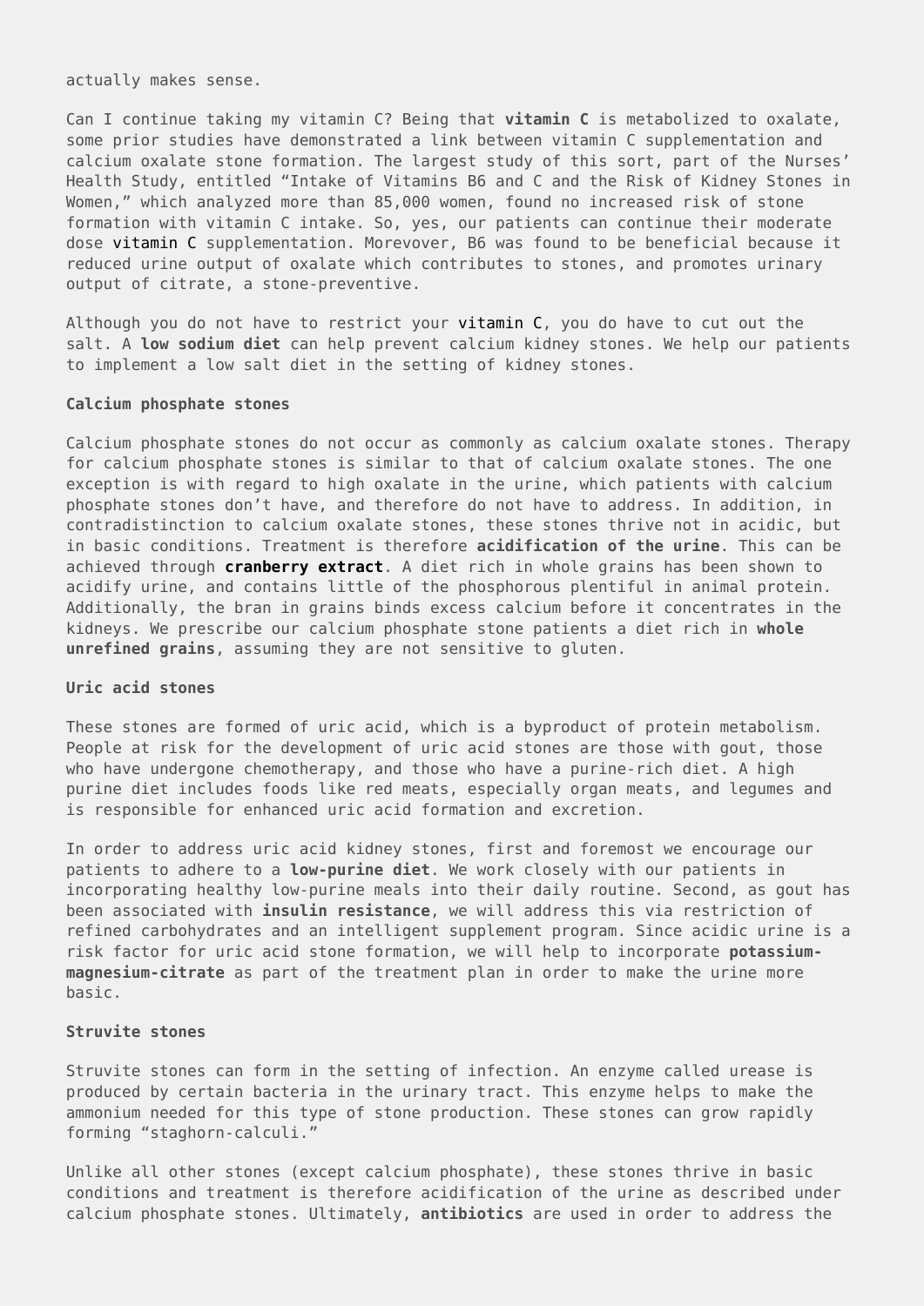actually makes sense.

Can I continue taking my vitamin C? Being that **vitamin C** is metabolized to oxalate, some prior studies have demonstrated a link between vitamin C supplementation and calcium oxalate stone formation. The largest study of this sort, part of the Nurses' Health Study, entitled "Intake of Vitamins B6 and C and the Risk of Kidney Stones in Women," which analyzed more than 85,000 women, found no increased risk of stone formation with vitamin C intake. So, yes, our patients can continue their moderate dose vitamin C supplementation. Morevover, B6 was found to be beneficial because it reduced urine output of oxalate which contributes to stones, and promotes urinary output of citrate, a stone-preventive.

Although you do not have to restrict your vitamin C, you do have to cut out the salt. A **low sodium diet** can help prevent calcium kidney stones. We help our patients to implement a low salt diet in the setting of kidney stones.

**Calcium phosphate stones**

Calcium phosphate stones do not occur as commonly as calcium oxalate stones. Therapy for calcium phosphate stones is similar to that of calcium oxalate stones. The one exception is with regard to high oxalate in the urine, which patients with calcium phosphate stones don't have, and therefore do not have to address. In addition, in contradistinction to calcium oxalate stones, these stones thrive not in acidic, but in basic conditions. Treatment is therefore **acidification of the urine**. This can be achieved through **cranberry extract**. A diet rich in whole grains has been shown to acidify urine, and contains little of the phosphorous plentiful in animal protein. Additionally, the bran in grains binds excess calcium before it concentrates in the kidneys. We prescribe our calcium phosphate stone patients a diet rich in **whole unrefined grains**, assuming they are not sensitive to gluten.

**Uric acid stones**

These stones are formed of uric acid, which is a byproduct of protein metabolism. People at risk for the development of uric acid stones are those with gout, those who have undergone chemotherapy, and those who have a purine-rich diet. A high purine diet includes foods like red meats, especially organ meats, and legumes and is responsible for enhanced uric acid formation and excretion.

In order to address uric acid kidney stones, first and foremost we encourage our patients to adhere to a **low-purine diet**. We work closely with our patients in incorporating healthy low-purine meals into their daily routine. Second, as gout has been associated with **insulin resistance**, we will address this via restriction of refined carbohydrates and an intelligent supplement program. Since acidic urine is a risk factor for uric acid stone formation, we will help to incorporate **potassium-magnesium-citrate** as part of the treatment plan in order to make the urine more basic.

**Struvite stones**

Struvite stones can form in the setting of infection. An enzyme called urease is produced by certain bacteria in the urinary tract. This enzyme helps to make the ammonium needed for this type of stone production. These stones can grow rapidly forming "staghorn-calculi."

Unlike all other stones (except calcium phosphate), these stones thrive in basic conditions and treatment is therefore acidification of the urine as described under calcium phosphate stones. Ultimately, **antibiotics** are used in order to address the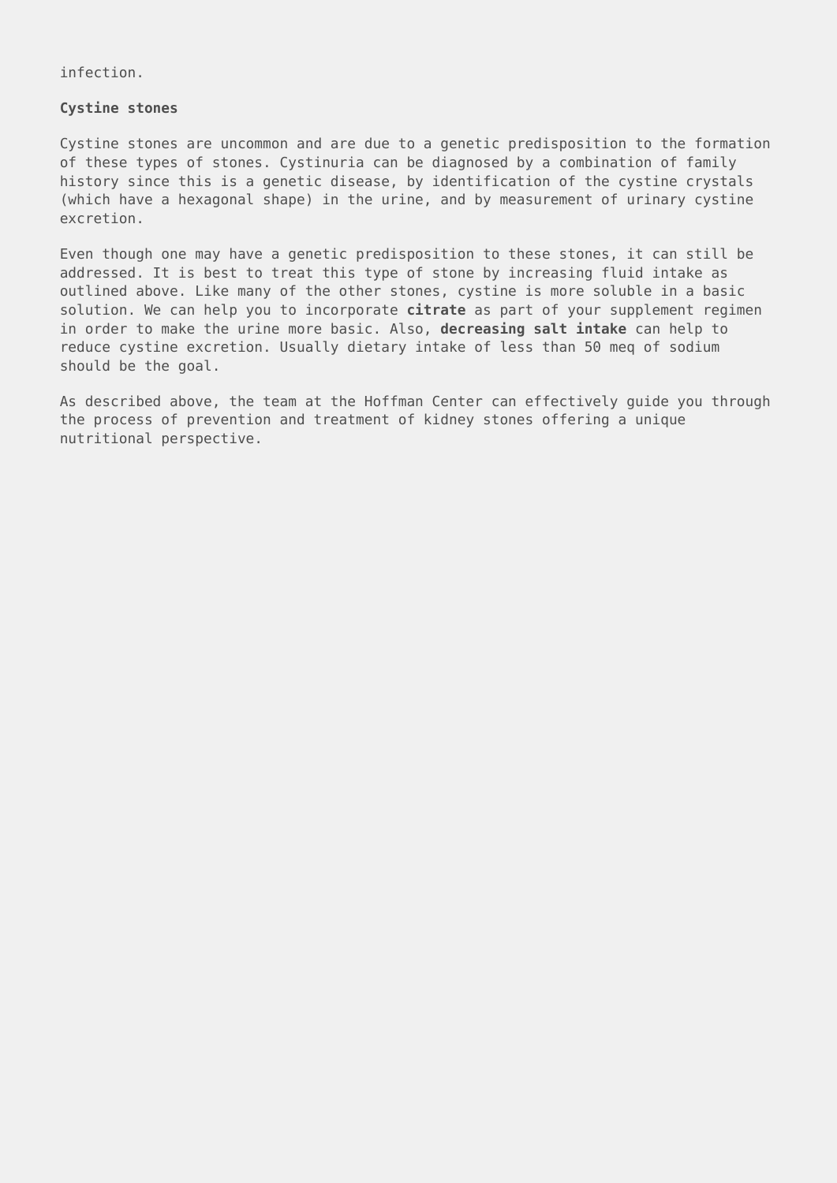infection.

**Cystine stones**

Cystine stones are uncommon and are due to a genetic predisposition to the formation of these types of stones. Cystinuria can be diagnosed by a combination of family history since this is a genetic disease, by identification of the cystine crystals (which have a hexagonal shape) in the urine, and by measurement of urinary cystine excretion.

Even though one may have a genetic predisposition to these stones, it can still be addressed. It is best to treat this type of stone by increasing fluid intake as outlined above. Like many of the other stones, cystine is more soluble in a basic solution. We can help you to incorporate **citrate** as part of your supplement regimen in order to make the urine more basic. Also, **decreasing salt intake** can help to reduce cystine excretion. Usually dietary intake of less than 50 meq of sodium should be the goal.

As described above, the team at the Hoffman Center can effectively guide you through the process of prevention and treatment of kidney stones offering a unique nutritional perspective.